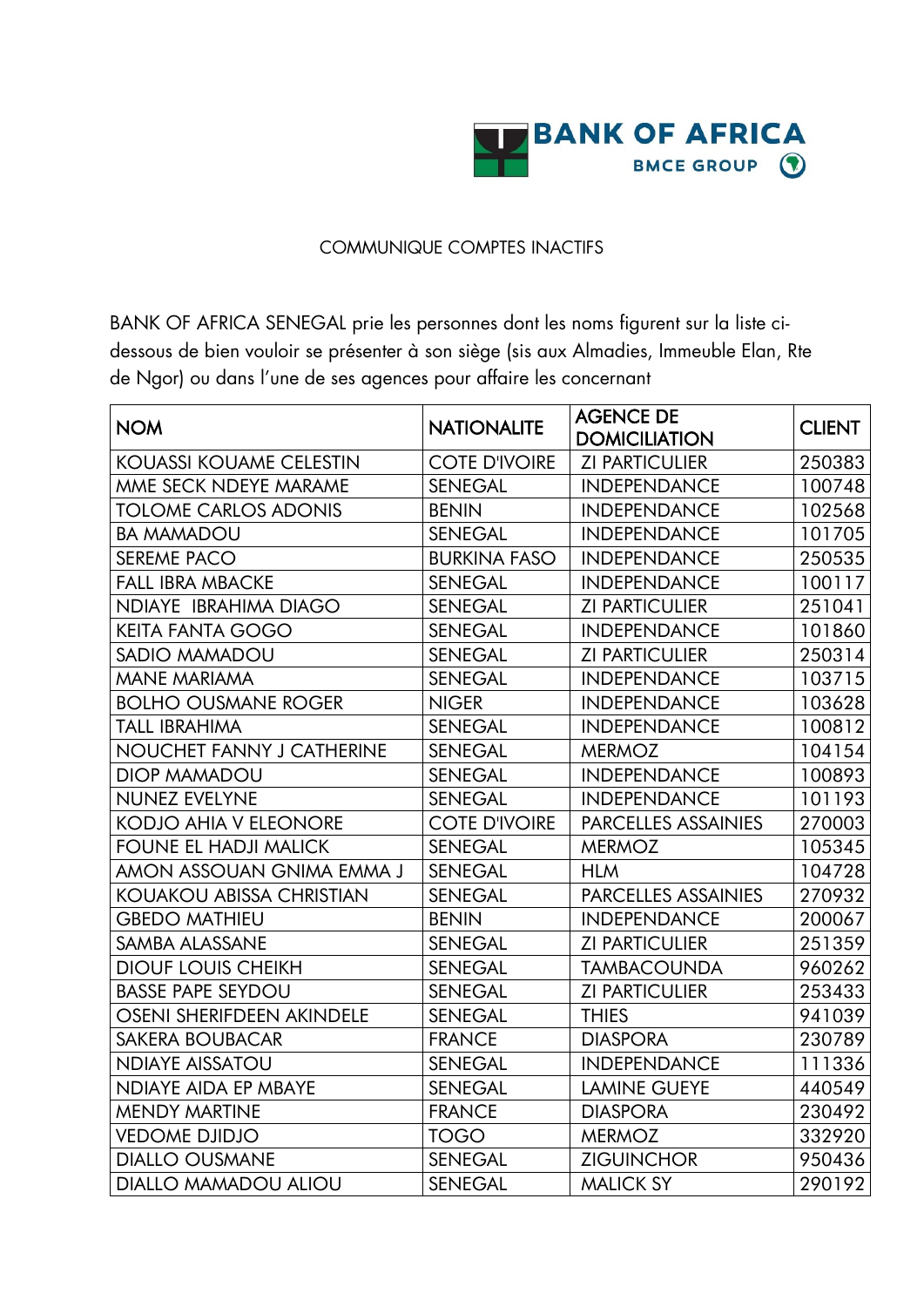BANK OF AFRICA

BMCE GROUP

COMMUNIQUE COMPTES INACTIFS

BANK OF AFRICA SENEGAL prie les personnes dont les noms figurent sur la liste ci-dessous de bien vouloir se présenter à son siège (sis aux Almadies, Immeuble Elan, Rte de Ngor) ou dans l'une de ses agences pour affaire les concernant

| NOM | NATIONALITE | AGENCE DE DOMICILIATION | CLIENT |
|---|---|---|---|
| KOUASSI KOUAME CELESTIN | COTE D'IVOIRE | ZI PARTICULIER | 250383 |
| MME SECK NDEYE MARAME | SENEGAL | INDEPENDANCE | 100748 |
| TOLOME CARLOS ADONIS | BENIN | INDEPENDANCE | 102568 |
| BA MAMADOU | SENEGAL | INDEPENDANCE | 101705 |
| SEREME PACO | BURKINA FASO | INDEPENDANCE | 250535 |
| FALL IBRA MBACKE | SENEGAL | INDEPENDANCE | 100117 |
| NDIAYE IBRAHIMA DIAGO | SENEGAL | ZI PARTICULIER | 251041 |
| KEITA FANTA GOGO | SENEGAL | INDEPENDANCE | 101860 |
| SADIO MAMADOU | SENEGAL | ZI PARTICULIER | 250314 |
| MANE MARIAMA | SENEGAL | INDEPENDANCE | 103715 |
| BOLHO OUSMANE ROGER | NIGER | INDEPENDANCE | 103628 |
| TALL IBRAHIMA | SENEGAL | INDEPENDANCE | 100812 |
| NOUCHET FANNY J CATHERINE | SENEGAL | MERMOZ | 104154 |
| DIOP MAMADOU | SENEGAL | INDEPENDANCE | 100893 |
| NUNEZ EVELYNE | SENEGAL | INDEPENDANCE | 101193 |
| KODJO AHIA V ELEONORE | COTE D'IVOIRE | PARCELLES ASSAINIES | 270003 |
| FOUNE EL HADJI MALICK | SENEGAL | MERMOZ | 105345 |
| AMON ASSOUAN GNIMA EMMA J | SENEGAL | HLM | 104728 |
| KOUAKOU ABISSA CHRISTIAN | SENEGAL | PARCELLES ASSAINIES | 270932 |
| GBEDO MATHIEU | BENIN | INDEPENDANCE | 200067 |
| SAMBA ALASSANE | SENEGAL | ZI PARTICULIER | 251359 |
| DIOUF LOUIS CHEIKH | SENEGAL | TAMBACOUNDA | 960262 |
| BASSE PAPE SEYDOU | SENEGAL | ZI PARTICULIER | 253433 |
| OSENI SHERIFDEEN AKINDELE | SENEGAL | THIES | 941039 |
| SAKERA BOUBACAR | FRANCE | DIASPORA | 230789 |
| NDIAYE AISSATOU | SENEGAL | INDEPENDANCE | 111336 |
| NDIAYE AIDA EP MBAYE | SENEGAL | LAMINE GUEYE | 440549 |
| MENDY MARTINE | FRANCE | DIASPORA | 230492 |
| VEDOME DJIDJO | TOGO | MERMOZ | 332920 |
| DIALLO OUSMANE | SENEGAL | ZIGUINCHOR | 950436 |
| DIALLO MAMADOU ALIOU | SENEGAL | MALICK SY | 290192 |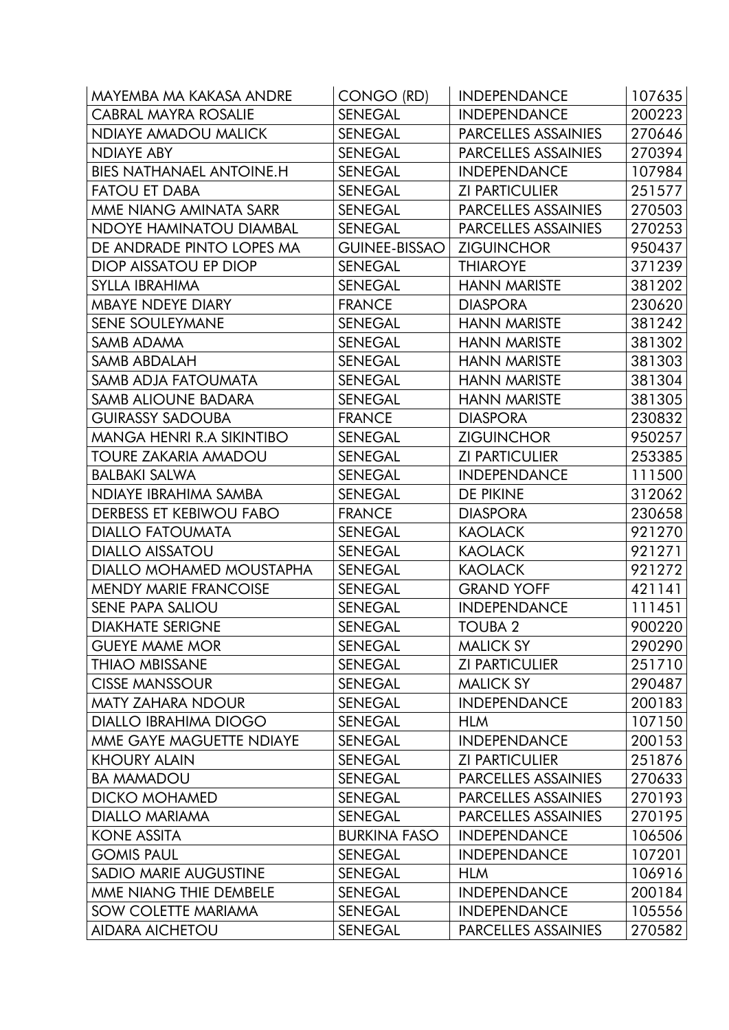| MAYEMBA MA KAKASA ANDRE | CONGO (RD) | INDEPENDANCE | 107635 |
|---|---|---|---|
| CABRAL MAYRA ROSALIE | SENEGAL | INDEPENDANCE | 200223 |
| NDIAYE AMADOU MALICK | SENEGAL | PARCELLES ASSAINIES | 270646 |
| NDIAYE ABY | SENEGAL | PARCELLES ASSAINIES | 270394 |
| BIES NATHANAEL ANTOINE.H | SENEGAL | INDEPENDANCE | 107984 |
| FATOU ET DABA | SENEGAL | ZI PARTICULIER | 251577 |
| MME NIANG AMINATA SARR | SENEGAL | PARCELLES ASSAINIES | 270503 |
| NDOYE HAMINATOU DIAMBAL | SENEGAL | PARCELLES ASSAINIES | 270253 |
| DE ANDRADE PINTO LOPES MA | GUINEE-BISSAO | ZIGUINCHOR | 950437 |
| DIOP AISSATOU EP DIOP | SENEGAL | THIAROYE | 371239 |
| SYLLA IBRAHIMA | SENEGAL | HANN MARISTE | 381202 |
| MBAYE NDEYE DIARY | FRANCE | DIASPORA | 230620 |
| SENE SOULEYMANE | SENEGAL | HANN MARISTE | 381242 |
| SAMB ADAMA | SENEGAL | HANN MARISTE | 381302 |
| SAMB ABDALAH | SENEGAL | HANN MARISTE | 381303 |
| SAMB ADJA FATOUMATA | SENEGAL | HANN MARISTE | 381304 |
| SAMB ALIOUNE BADARA | SENEGAL | HANN MARISTE | 381305 |
| GUIRASSY SADOUBA | FRANCE | DIASPORA | 230832 |
| MANGA HENRI R.A SIKINTIBO | SENEGAL | ZIGUINCHOR | 950257 |
| TOURE ZAKARIA AMADOU | SENEGAL | ZI PARTICULIER | 253385 |
| BALBAKI SALWA | SENEGAL | INDEPENDANCE | 111500 |
| NDIAYE IBRAHIMA SAMBA | SENEGAL | DE PIKINE | 312062 |
| DERBESS ET KEBIWOU FABO | FRANCE | DIASPORA | 230658 |
| DIALLO FATOUMATA | SENEGAL | KAOLACK | 921270 |
| DIALLO AISSATOU | SENEGAL | KAOLACK | 921271 |
| DIALLO MOHAMED MOUSTAPHA | SENEGAL | KAOLACK | 921272 |
| MENDY MARIE FRANCOISE | SENEGAL | GRAND YOFF | 421141 |
| SENE PAPA SALIOU | SENEGAL | INDEPENDANCE | 111451 |
| DIAKHATE SERIGNE | SENEGAL | TOUBA 2 | 900220 |
| GUEYE MAME MOR | SENEGAL | MALICK SY | 290290 |
| THIAO MBISSANE | SENEGAL | ZI PARTICULIER | 251710 |
| CISSE MANSSOUR | SENEGAL | MALICK SY | 290487 |
| MATY ZAHARA NDOUR | SENEGAL | INDEPENDANCE | 200183 |
| DIALLO IBRAHIMA DIOGO | SENEGAL | HLM | 107150 |
| MME GAYE MAGUETTE NDIAYE | SENEGAL | INDEPENDANCE | 200153 |
| KHOURY ALAIN | SENEGAL | ZI PARTICULIER | 251876 |
| BA MAMADOU | SENEGAL | PARCELLES ASSAINIES | 270633 |
| DICKO MOHAMED | SENEGAL | PARCELLES ASSAINIES | 270193 |
| DIALLO MARIAMA | SENEGAL | PARCELLES ASSAINIES | 270195 |
| KONE ASSITA | BURKINA FASO | INDEPENDANCE | 106506 |
| GOMIS PAUL | SENEGAL | INDEPENDANCE | 107201 |
| SADIO MARIE AUGUSTINE | SENEGAL | HLM | 106916 |
| MME NIANG THIE DEMBELE | SENEGAL | INDEPENDANCE | 200184 |
| SOW COLETTE MARIAMA | SENEGAL | INDEPENDANCE | 105556 |
| AIDARA AICHETOU | SENEGAL | PARCELLES ASSAINIES | 270582 |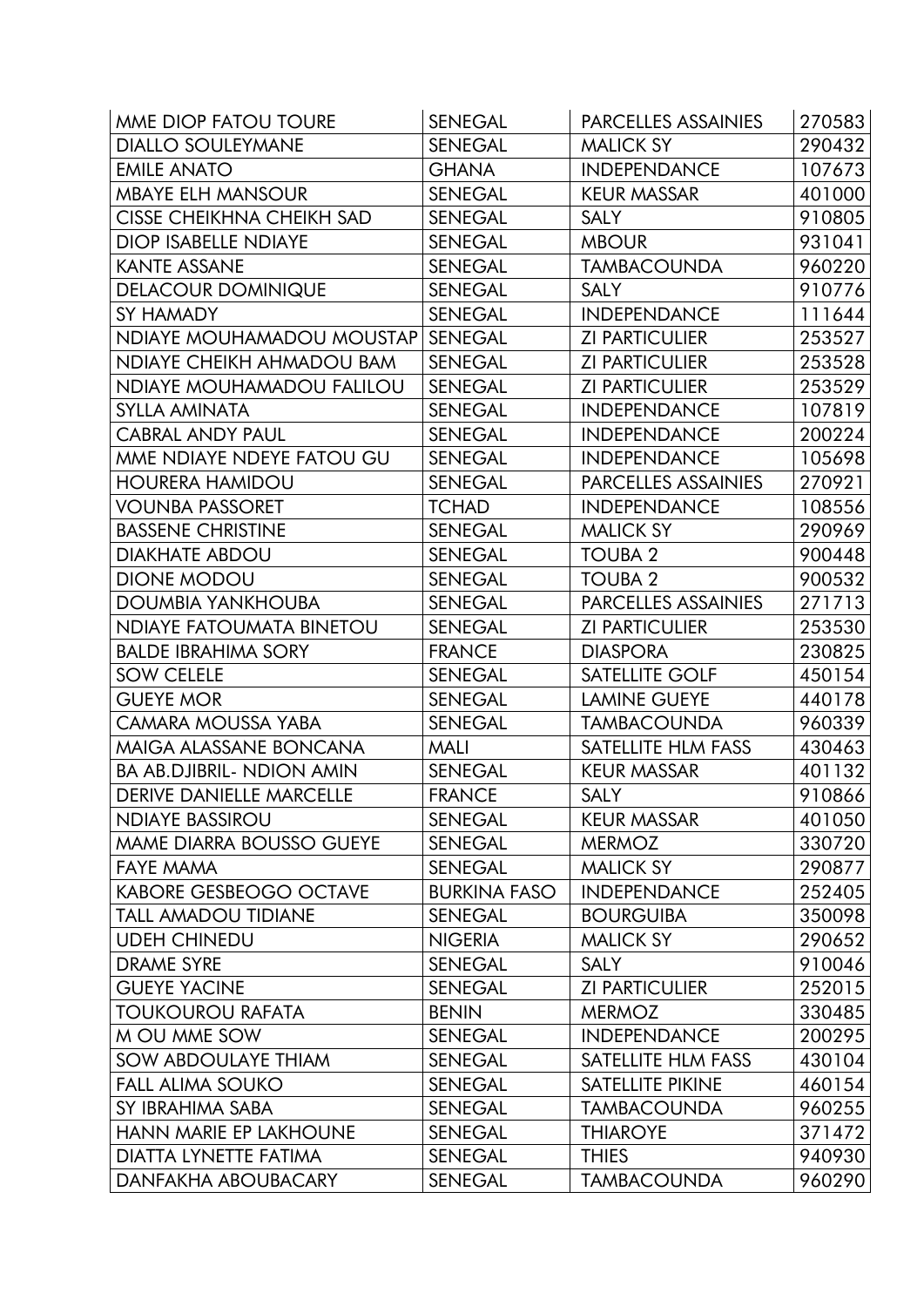| MME DIOP FATOU TOURE | SENEGAL | PARCELLES ASSAINIES | 270583 |
|---|---|---|---|
| DIALLO SOULEYMANE | SENEGAL | MALICK SY | 290432 |
| EMILE ANATO | GHANA | INDEPENDANCE | 107673 |
| MBAYE ELH MANSOUR | SENEGAL | KEUR MASSAR | 401000 |
| CISSE CHEIKHNA CHEIKH SAD | SENEGAL | SALY | 910805 |
| DIOP ISABELLE NDIAYE | SENEGAL | MBOUR | 931041 |
| KANTE ASSANE | SENEGAL | TAMBACOUNDA | 960220 |
| DELACOUR DOMINIQUE | SENEGAL | SALY | 910776 |
| SY HAMADY | SENEGAL | INDEPENDANCE | 111644 |
| NDIAYE MOUHAMADOU MOUSTAP | SENEGAL | ZI PARTICULIER | 253527 |
| NDIAYE CHEIKH AHMADOU BAM | SENEGAL | ZI PARTICULIER | 253528 |
| NDIAYE MOUHAMADOU FALILOU | SENEGAL | ZI PARTICULIER | 253529 |
| SYLLA AMINATA | SENEGAL | INDEPENDANCE | 107819 |
| CABRAL ANDY PAUL | SENEGAL | INDEPENDANCE | 200224 |
| MME NDIAYE NDEYE FATOU GU | SENEGAL | INDEPENDANCE | 105698 |
| HOURERA HAMIDOU | SENEGAL | PARCELLES ASSAINIES | 270921 |
| VOUNBA PASSORET | TCHAD | INDEPENDANCE | 108556 |
| BASSENE CHRISTINE | SENEGAL | MALICK SY | 290969 |
| DIAKHATE ABDOU | SENEGAL | TOUBA 2 | 900448 |
| DIONE MODOU | SENEGAL | TOUBA 2 | 900532 |
| DOUMBIA YANKHOUBA | SENEGAL | PARCELLES ASSAINIES | 271713 |
| NDIAYE FATOUMATA BINETOU | SENEGAL | ZI PARTICULIER | 253530 |
| BALDE IBRAHIMA SORY | FRANCE | DIASPORA | 230825 |
| SOW CELELE | SENEGAL | SATELLITE GOLF | 450154 |
| GUEYE MOR | SENEGAL | LAMINE GUEYE | 440178 |
| CAMARA MOUSSA YABA | SENEGAL | TAMBACOUNDA | 960339 |
| MAIGA ALASSANE BONCANA | MALI | SATELLITE HLM FASS | 430463 |
| BA AB.DJIBRIL- NDION AMIN | SENEGAL | KEUR MASSAR | 401132 |
| DERIVE DANIELLE MARCELLE | FRANCE | SALY | 910866 |
| NDIAYE BASSIROU | SENEGAL | KEUR MASSAR | 401050 |
| MAME DIARRA BOUSSO GUEYE | SENEGAL | MERMOZ | 330720 |
| FAYE MAMA | SENEGAL | MALICK SY | 290877 |
| KABORE GESBEOGO OCTAVE | BURKINA FASO | INDEPENDANCE | 252405 |
| TALL AMADOU TIDIANE | SENEGAL | BOURGUIBA | 350098 |
| UDEH CHINEDU | NIGERIA | MALICK SY | 290652 |
| DRAME SYRE | SENEGAL | SALY | 910046 |
| GUEYE YACINE | SENEGAL | ZI PARTICULIER | 252015 |
| TOUKOUROU RAFATA | BENIN | MERMOZ | 330485 |
| M OU MME SOW | SENEGAL | INDEPENDANCE | 200295 |
| SOW ABDOULAYE THIAM | SENEGAL | SATELLITE HLM FASS | 430104 |
| FALL ALIMA SOUKO | SENEGAL | SATELLITE PIKINE | 460154 |
| SY IBRAHIMA SABA | SENEGAL | TAMBACOUNDA | 960255 |
| HANN MARIE EP LAKHOUNE | SENEGAL | THIAROYE | 371472 |
| DIATTA LYNETTE FATIMA | SENEGAL | THIES | 940930 |
| DANFAKHA ABOUBACARY | SENEGAL | TAMBACOUNDA | 960290 |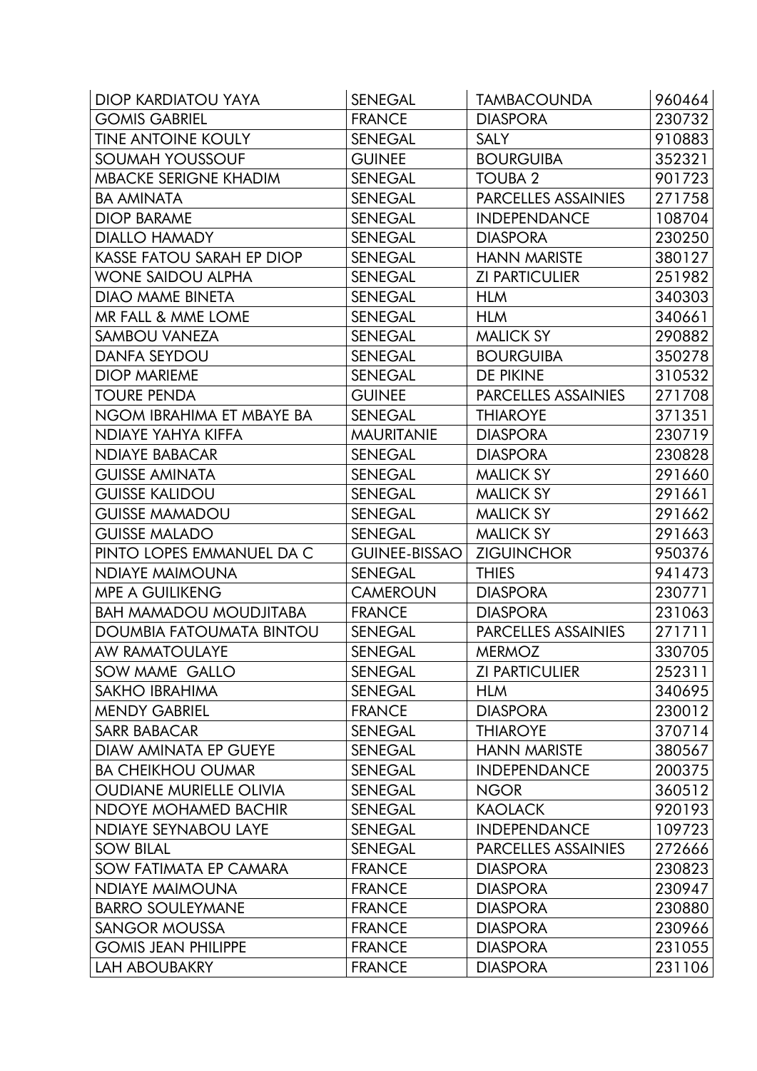| | | | |
|---|---|---|---|
| DIOP KARDIATOU YAYA | SENEGAL | TAMBACOUNDA | 960464 |
| GOMIS GABRIEL | FRANCE | DIASPORA | 230732 |
| TINE ANTOINE KOULY | SENEGAL | SALY | 910883 |
| SOUMAH YOUSSOUF | GUINEE | BOURGUIBA | 352321 |
| MBACKE SERIGNE KHADIM | SENEGAL | TOUBA 2 | 901723 |
| BA AMINATA | SENEGAL | PARCELLES ASSAINIES | 271758 |
| DIOP BARAME | SENEGAL | INDEPENDANCE | 108704 |
| DIALLO HAMADY | SENEGAL | DIASPORA | 230250 |
| KASSE FATOU SARAH EP DIOP | SENEGAL | HANN MARISTE | 380127 |
| WONE SAIDOU ALPHA | SENEGAL | ZI PARTICULIER | 251982 |
| DIAO MAME BINETA | SENEGAL | HLM | 340303 |
| MR FALL & MME LOME | SENEGAL | HLM | 340661 |
| SAMBOU VANEZA | SENEGAL | MALICK SY | 290882 |
| DANFA SEYDOU | SENEGAL | BOURGUIBA | 350278 |
| DIOP MARIEME | SENEGAL | DE PIKINE | 310532 |
| TOURE PENDA | GUINEE | PARCELLES ASSAINIES | 271708 |
| NGOM IBRAHIMA ET MBAYE BA | SENEGAL | THIAROYE | 371351 |
| NDIAYE YAHYA KIFFA | MAURITANIE | DIASPORA | 230719 |
| NDIAYE BABACAR | SENEGAL | DIASPORA | 230828 |
| GUISSE AMINATA | SENEGAL | MALICK SY | 291660 |
| GUISSE KALIDOU | SENEGAL | MALICK SY | 291661 |
| GUISSE MAMADOU | SENEGAL | MALICK SY | 291662 |
| GUISSE MALADO | SENEGAL | MALICK SY | 291663 |
| PINTO LOPES EMMANUEL DA C | GUINEE-BISSAO | ZIGUINCHOR | 950376 |
| NDIAYE MAIMOUNA | SENEGAL | THIES | 941473 |
| MPE A GUILIKENG | CAMEROUN | DIASPORA | 230771 |
| BAH MAMADOU MOUDJITABA | FRANCE | DIASPORA | 231063 |
| DOUMBIA FATOUMATA BINTOU | SENEGAL | PARCELLES ASSAINIES | 271711 |
| AW RAMATOULAYE | SENEGAL | MERMOZ | 330705 |
| SOW MAME GALLO | SENEGAL | ZI PARTICULIER | 252311 |
| SAKHO IBRAHIMA | SENEGAL | HLM | 340695 |
| MENDY GABRIEL | FRANCE | DIASPORA | 230012 |
| SARR BABACAR | SENEGAL | THIAROYE | 370714 |
| DIAW AMINATA EP GUEYE | SENEGAL | HANN MARISTE | 380567 |
| BA CHEIKHOU OUMAR | SENEGAL | INDEPENDANCE | 200375 |
| OUDIANE MURIELLE OLIVIA | SENEGAL | NGOR | 360512 |
| NDOYE MOHAMED BACHIR | SENEGAL | KAOLACK | 920193 |
| NDIAYE SEYNABOU LAYE | SENEGAL | INDEPENDANCE | 109723 |
| SOW BILAL | SENEGAL | PARCELLES ASSAINIES | 272666 |
| SOW FATIMATA EP CAMARA | FRANCE | DIASPORA | 230823 |
| NDIAYE MAIMOUNA | FRANCE | DIASPORA | 230947 |
| BARRO SOULEYMANE | FRANCE | DIASPORA | 230880 |
| SANGOR MOUSSA | FRANCE | DIASPORA | 230966 |
| GOMIS JEAN PHILIPPE | FRANCE | DIASPORA | 231055 |
| LAH ABOUBAKRY | FRANCE | DIASPORA | 231106 |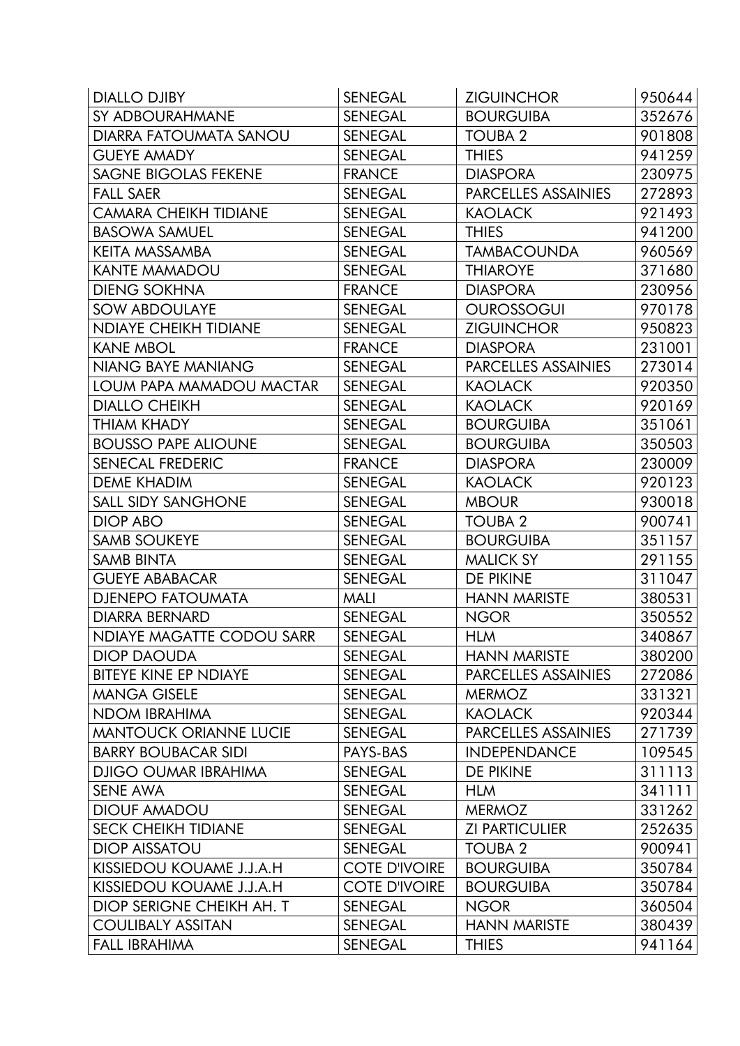| DIALLO DJIBY | SENEGAL | ZIGUINCHOR | 950644 |
|---|---|---|---|
| SY ADBOURAHMANE | SENEGAL | BOURGUIBA | 352676 |
| DIARRA FATOUMATA SANOU | SENEGAL | TOUBA 2 | 901808 |
| GUEYE AMADY | SENEGAL | THIES | 941259 |
| SAGNE BIGOLAS FEKENE | FRANCE | DIASPORA | 230975 |
| FALL SAER | SENEGAL | PARCELLES ASSAINIES | 272893 |
| CAMARA CHEIKH TIDIANE | SENEGAL | KAOLACK | 921493 |
| BASOWA SAMUEL | SENEGAL | THIES | 941200 |
| KEITA MASSAMBA | SENEGAL | TAMBACOUNDA | 960569 |
| KANTE MAMADOU | SENEGAL | THIAROYE | 371680 |
| DIENG SOKHNA | FRANCE | DIASPORA | 230956 |
| SOW ABDOULAYE | SENEGAL | OUROSSOGUI | 970178 |
| NDIAYE CHEIKH TIDIANE | SENEGAL | ZIGUINCHOR | 950823 |
| KANE MBOL | FRANCE | DIASPORA | 231001 |
| NIANG BAYE MANIANG | SENEGAL | PARCELLES ASSAINIES | 273014 |
| LOUM PAPA MAMADOU MACTAR | SENEGAL | KAOLACK | 920350 |
| DIALLO CHEIKH | SENEGAL | KAOLACK | 920169 |
| THIAM KHADY | SENEGAL | BOURGUIBA | 351061 |
| BOUSSO PAPE ALIOUNE | SENEGAL | BOURGUIBA | 350503 |
| SENECAL FREDERIC | FRANCE | DIASPORA | 230009 |
| DEME KHADIM | SENEGAL | KAOLACK | 920123 |
| SALL SIDY SANGHONE | SENEGAL | MBOUR | 930018 |
| DIOP ABO | SENEGAL | TOUBA 2 | 900741 |
| SAMB SOUKEYE | SENEGAL | BOURGUIBA | 351157 |
| SAMB BINTA | SENEGAL | MALICK SY | 291155 |
| GUEYE ABABACAR | SENEGAL | DE PIKINE | 311047 |
| DJENEPO FATOUMATA | MALI | HANN MARISTE | 380531 |
| DIARRA BERNARD | SENEGAL | NGOR | 350552 |
| NDIAYE MAGATTE CODOU SARR | SENEGAL | HLM | 340867 |
| DIOP DAOUDA | SENEGAL | HANN MARISTE | 380200 |
| BITEYE KINE EP NDIAYE | SENEGAL | PARCELLES ASSAINIES | 272086 |
| MANGA GISELE | SENEGAL | MERMOZ | 331321 |
| NDOM IBRAHIMA | SENEGAL | KAOLACK | 920344 |
| MANTOUCK ORIANNE LUCIE | SENEGAL | PARCELLES ASSAINIES | 271739 |
| BARRY BOUBACAR SIDI | PAYS-BAS | INDEPENDANCE | 109545 |
| DJIGO OUMAR IBRAHIMA | SENEGAL | DE PIKINE | 311113 |
| SENE AWA | SENEGAL | HLM | 341111 |
| DIOUF AMADOU | SENEGAL | MERMOZ | 331262 |
| SECK CHEIKH TIDIANE | SENEGAL | ZI PARTICULIER | 252635 |
| DIOP AISSATOU | SENEGAL | TOUBA 2 | 900941 |
| KISSIEDOU KOUAME J.J.A.H | COTE D'IVOIRE | BOURGUIBA | 350784 |
| KISSIEDOU KOUAME J.J.A.H | COTE D'IVOIRE | BOURGUIBA | 350784 |
| DIOP SERIGNE CHEIKH AH. T | SENEGAL | NGOR | 360504 |
| COULIBALY ASSITAN | SENEGAL | HANN MARISTE | 380439 |
| FALL IBRAHIMA | SENEGAL | THIES | 941164 |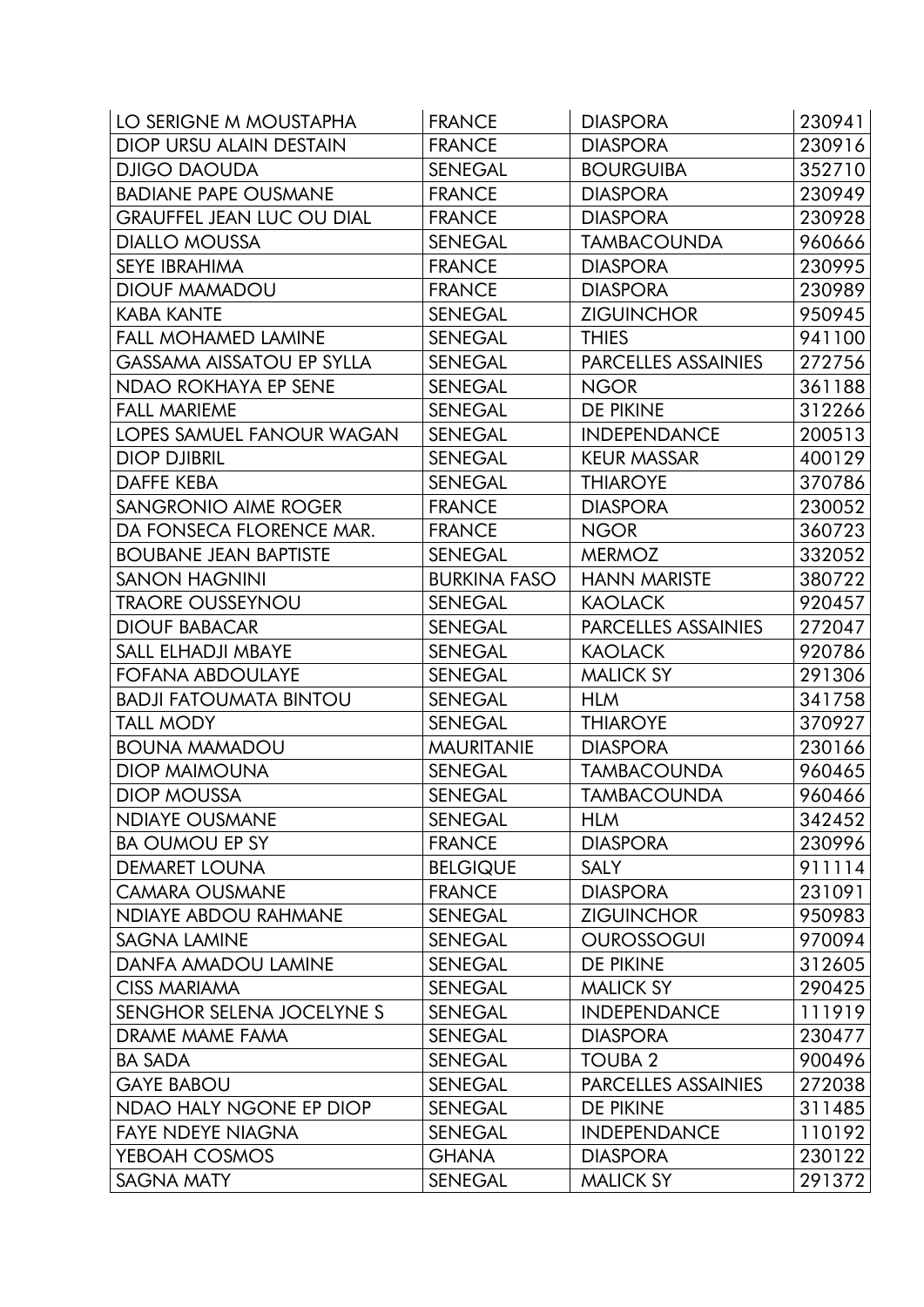| LO SERIGNE M MOUSTAPHA | FRANCE | DIASPORA | 230941 |
|---|---|---|---|
| DIOP URSU ALAIN DESTAIN | FRANCE | DIASPORA | 230916 |
| DJIGO DAOUDA | SENEGAL | BOURGUIBA | 352710 |
| BADIANE PAPE OUSMANE | FRANCE | DIASPORA | 230949 |
| GRAUFFEL JEAN LUC OU DIAL | FRANCE | DIASPORA | 230928 |
| DIALLO MOUSSA | SENEGAL | TAMBACOUNDA | 960666 |
| SEYE IBRAHIMA | FRANCE | DIASPORA | 230995 |
| DIOUF MAMADOU | FRANCE | DIASPORA | 230989 |
| KABA KANTE | SENEGAL | ZIGUINCHOR | 950945 |
| FALL MOHAMED LAMINE | SENEGAL | THIES | 941100 |
| GASSAMA AISSATOU EP SYLLA | SENEGAL | PARCELLES ASSAINIES | 272756 |
| NDAO ROKHAYA EP SENE | SENEGAL | NGOR | 361188 |
| FALL MARIEME | SENEGAL | DE PIKINE | 312266 |
| LOPES SAMUEL FANOUR WAGAN | SENEGAL | INDEPENDANCE | 200513 |
| DIOP DJIBRIL | SENEGAL | KEUR MASSAR | 400129 |
| DAFFE KEBA | SENEGAL | THIAROYE | 370786 |
| SANGRONIO AIME ROGER | FRANCE | DIASPORA | 230052 |
| DA FONSECA FLORENCE MAR. | FRANCE | NGOR | 360723 |
| BOUBANE JEAN BAPTISTE | SENEGAL | MERMOZ | 332052 |
| SANON HAGNINI | BURKINA FASO | HANN MARISTE | 380722 |
| TRAORE OUSSEYNOU | SENEGAL | KAOLACK | 920457 |
| DIOUF BABACAR | SENEGAL | PARCELLES ASSAINIES | 272047 |
| SALL ELHADJI MBAYE | SENEGAL | KAOLACK | 920786 |
| FOFANA ABDOULAYE | SENEGAL | MALICK SY | 291306 |
| BADJI FATOUMATA BINTOU | SENEGAL | HLM | 341758 |
| TALL MODY | SENEGAL | THIAROYE | 370927 |
| BOUNA MAMADOU | MAURITANIE | DIASPORA | 230166 |
| DIOP MAIMOUNA | SENEGAL | TAMBACOUNDA | 960465 |
| DIOP MOUSSA | SENEGAL | TAMBACOUNDA | 960466 |
| NDIAYE OUSMANE | SENEGAL | HLM | 342452 |
| BA OUMOU EP SY | FRANCE | DIASPORA | 230996 |
| DEMARET LOUNA | BELGIQUE | SALY | 911114 |
| CAMARA OUSMANE | FRANCE | DIASPORA | 231091 |
| NDIAYE ABDOU RAHMANE | SENEGAL | ZIGUINCHOR | 950983 |
| SAGNA LAMINE | SENEGAL | OUROSSOGUI | 970094 |
| DANFA AMADOU LAMINE | SENEGAL | DE PIKINE | 312605 |
| CISS MARIAMA | SENEGAL | MALICK SY | 290425 |
| SENGHOR SELENA JOCELYNE S | SENEGAL | INDEPENDANCE | 111919 |
| DRAME MAME FAMA | SENEGAL | DIASPORA | 230477 |
| BA SADA | SENEGAL | TOUBA 2 | 900496 |
| GAYE BABOU | SENEGAL | PARCELLES ASSAINIES | 272038 |
| NDAO HALY NGONE EP DIOP | SENEGAL | DE PIKINE | 311485 |
| FAYE NDEYE NIAGNA | SENEGAL | INDEPENDANCE | 110192 |
| YEBOAH COSMOS | GHANA | DIASPORA | 230122 |
| SAGNA MATY | SENEGAL | MALICK SY | 291372 |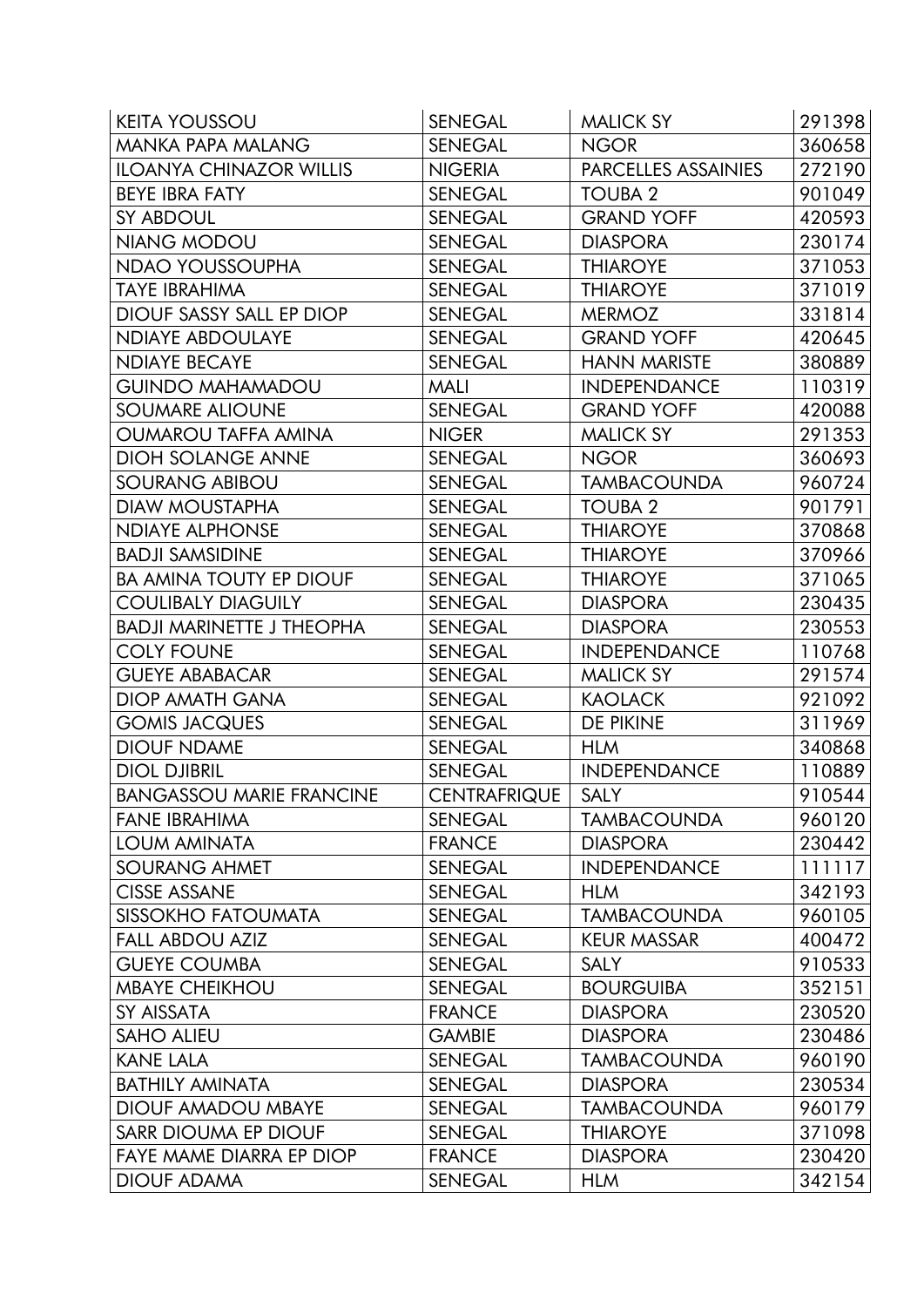| KEITA YOUSSOU | SENEGAL | MALICK SY | 291398 |
|---|---|---|---|
| MANKA PAPA MALANG | SENEGAL | NGOR | 360658 |
| ILOANYA CHINAZOR WILLIS | NIGERIA | PARCELLES ASSAINIES | 272190 |
| BEYE IBRA FATY | SENEGAL | TOUBA 2 | 901049 |
| SY ABDOUL | SENEGAL | GRAND YOFF | 420593 |
| NIANG MODOU | SENEGAL | DIASPORA | 230174 |
| NDAO YOUSSOUPHA | SENEGAL | THIAROYE | 371053 |
| TAYE IBRAHIMA | SENEGAL | THIAROYE | 371019 |
| DIOUF SASSY SALL EP DIOP | SENEGAL | MERMOZ | 331814 |
| NDIAYE ABDOULAYE | SENEGAL | GRAND YOFF | 420645 |
| NDIAYE BECAYE | SENEGAL | HANN MARISTE | 380889 |
| GUINDO MAHAMADOU | MALI | INDEPENDANCE | 110319 |
| SOUMARE ALIOUNE | SENEGAL | GRAND YOFF | 420088 |
| OUMAROU TAFFA AMINA | NIGER | MALICK SY | 291353 |
| DIOH SOLANGE ANNE | SENEGAL | NGOR | 360693 |
| SOURANG ABIBOU | SENEGAL | TAMBACOUNDA | 960724 |
| DIAW MOUSTAPHA | SENEGAL | TOUBA 2 | 901791 |
| NDIAYE ALPHONSE | SENEGAL | THIAROYE | 370868 |
| BADJI SAMSIDINE | SENEGAL | THIAROYE | 370966 |
| BA AMINA TOUTY EP DIOUF | SENEGAL | THIAROYE | 371065 |
| COULIBALY DIAGUILY | SENEGAL | DIASPORA | 230435 |
| BADJI MARINETTE J THEOPHA | SENEGAL | DIASPORA | 230553 |
| COLY FOUNE | SENEGAL | INDEPENDANCE | 110768 |
| GUEYE ABABACAR | SENEGAL | MALICK SY | 291574 |
| DIOP AMATH GANA | SENEGAL | KAOLACK | 921092 |
| GOMIS JACQUES | SENEGAL | DE PIKINE | 311969 |
| DIOUF NDAME | SENEGAL | HLM | 340868 |
| DIOL DJIBRIL | SENEGAL | INDEPENDANCE | 110889 |
| BANGASSOU MARIE FRANCINE | CENTRAFRIQUE | SALY | 910544 |
| FANE IBRAHIMA | SENEGAL | TAMBACOUNDA | 960120 |
| LOUM AMINATA | FRANCE | DIASPORA | 230442 |
| SOURANG AHMET | SENEGAL | INDEPENDANCE | 111117 |
| CISSE ASSANE | SENEGAL | HLM | 342193 |
| SISSOKHO FATOUMATA | SENEGAL | TAMBACOUNDA | 960105 |
| FALL ABDOU AZIZ | SENEGAL | KEUR MASSAR | 400472 |
| GUEYE COUMBA | SENEGAL | SALY | 910533 |
| MBAYE CHEIKHOU | SENEGAL | BOURGUIBA | 352151 |
| SY AISSATA | FRANCE | DIASPORA | 230520 |
| SAHO ALIEU | GAMBIE | DIASPORA | 230486 |
| KANE LALA | SENEGAL | TAMBACOUNDA | 960190 |
| BATHILY AMINATA | SENEGAL | DIASPORA | 230534 |
| DIOUF AMADOU MBAYE | SENEGAL | TAMBACOUNDA | 960179 |
| SARR DIOUMA EP DIOUF | SENEGAL | THIAROYE | 371098 |
| FAYE MAME DIARRA EP DIOP | FRANCE | DIASPORA | 230420 |
| DIOUF ADAMA | SENEGAL | HLM | 342154 |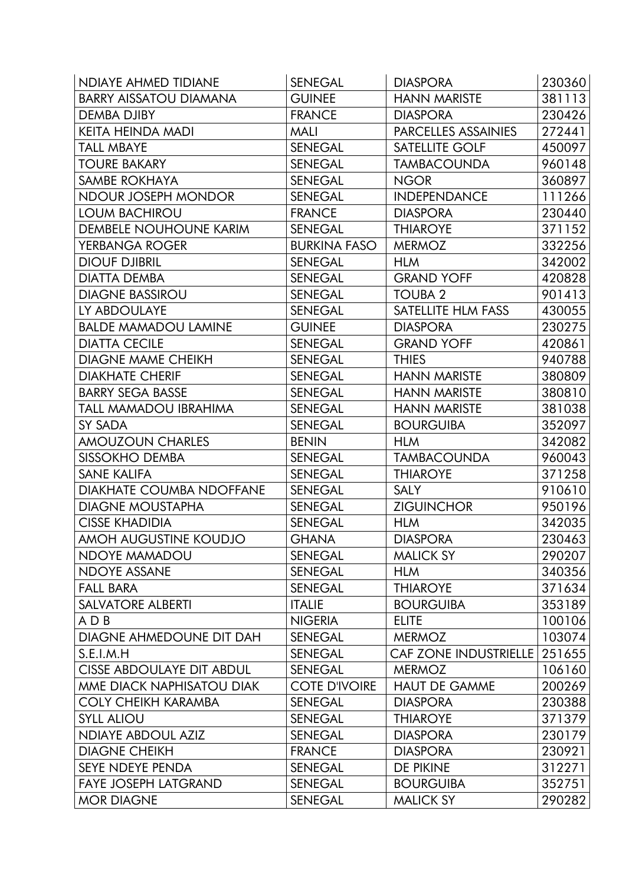| NDIAYE AHMED TIDIANE | SENEGAL | DIASPORA | 230360 |
|---|---|---|---|
| BARRY AISSATOU DIAMANA | GUINEE | HANN MARISTE | 381113 |
| DEMBA DJIBY | FRANCE | DIASPORA | 230426 |
| KEITA HEINDA MADI | MALI | PARCELLES ASSAINIES | 272441 |
| TALL MBAYE | SENEGAL | SATELLITE GOLF | 450097 |
| TOURE BAKARY | SENEGAL | TAMBACOUNDA | 960148 |
| SAMBE ROKHAYA | SENEGAL | NGOR | 360897 |
| NDOUR JOSEPH MONDOR | SENEGAL | INDEPENDANCE | 111266 |
| LOUM BACHIROU | FRANCE | DIASPORA | 230440 |
| DEMBELE NOUHOUNE KARIM | SENEGAL | THIAROYE | 371152 |
| YERBANGA ROGER | BURKINA FASO | MERMOZ | 332256 |
| DIOUF DJIBRIL | SENEGAL | HLM | 342002 |
| DIATTA DEMBA | SENEGAL | GRAND YOFF | 420828 |
| DIAGNE BASSIROU | SENEGAL | TOUBA 2 | 901413 |
| LY ABDOULAYE | SENEGAL | SATELLITE HLM FASS | 430055 |
| BALDE MAMADOU LAMINE | GUINEE | DIASPORA | 230275 |
| DIATTA CECILE | SENEGAL | GRAND YOFF | 420861 |
| DIAGNE MAME CHEIKH | SENEGAL | THIES | 940788 |
| DIAKHATE CHERIF | SENEGAL | HANN MARISTE | 380809 |
| BARRY SEGA BASSE | SENEGAL | HANN MARISTE | 380810 |
| TALL MAMADOU IBRAHIMA | SENEGAL | HANN MARISTE | 381038 |
| SY SADA | SENEGAL | BOURGUIBA | 352097 |
| AMOUZOUN CHARLES | BENIN | HLM | 342082 |
| SISSOKHO DEMBA | SENEGAL | TAMBACOUNDA | 960043 |
| SANE KALIFA | SENEGAL | THIAROYE | 371258 |
| DIAKHATE COUMBA NDOFFANE | SENEGAL | SALY | 910610 |
| DIAGNE MOUSTAPHA | SENEGAL | ZIGUINCHOR | 950196 |
| CISSE KHADIDIA | SENEGAL | HLM | 342035 |
| AMOH AUGUSTINE KOUDJO | GHANA | DIASPORA | 230463 |
| NDOYE MAMADOU | SENEGAL | MALICK SY | 290207 |
| NDOYE ASSANE | SENEGAL | HLM | 340356 |
| FALL BARA | SENEGAL | THIAROYE | 371634 |
| SALVATORE ALBERTI | ITALIE | BOURGUIBA | 353189 |
| A D B | NIGERIA | ELITE | 100106 |
| DIAGNE AHMEDOUNE DIT DAH | SENEGAL | MERMOZ | 103074 |
| S.E.I.M.H | SENEGAL | CAF ZONE INDUSTRIELLE | 251655 |
| CISSE ABDOULAYE DIT ABDUL | SENEGAL | MERMOZ | 106160 |
| MME DIACK NAPHISATOU DIAK | COTE D'IVOIRE | HAUT DE GAMME | 200269 |
| COLY CHEIKH KARAMBA | SENEGAL | DIASPORA | 230388 |
| SYLL ALIOU | SENEGAL | THIAROYE | 371379 |
| NDIAYE ABDOUL AZIZ | SENEGAL | DIASPORA | 230179 |
| DIAGNE CHEIKH | FRANCE | DIASPORA | 230921 |
| SEYE NDEYE PENDA | SENEGAL | DE PIKINE | 312271 |
| FAYE JOSEPH LATGRAND | SENEGAL | BOURGUIBA | 352751 |
| MOR DIAGNE | SENEGAL | MALICK SY | 290282 |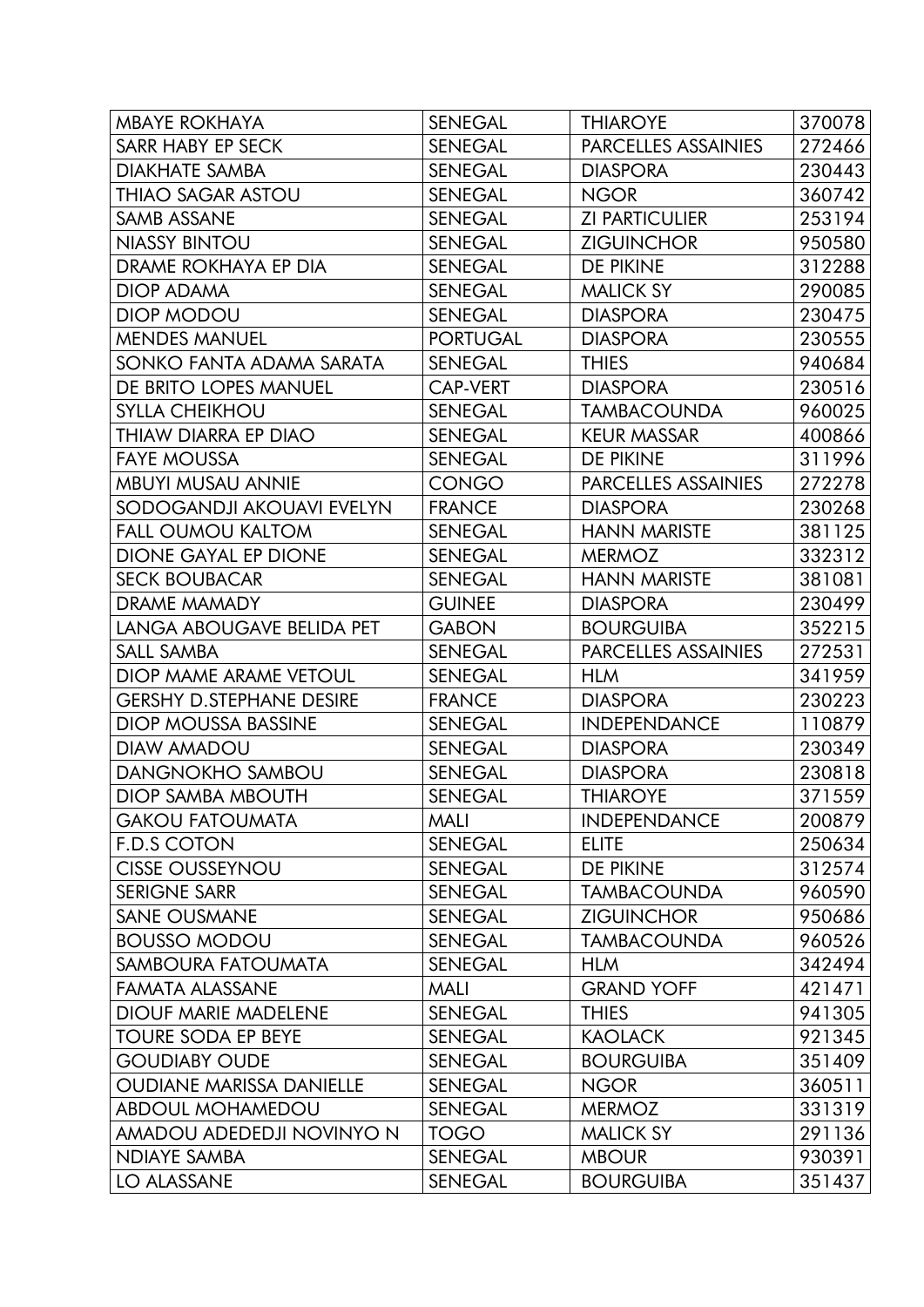| MBAYE ROKHAYA | SENEGAL | THIAROYE | 370078 |
|---|---|---|---|
| SARR HABY EP SECK | SENEGAL | PARCELLES ASSAINIES | 272466 |
| DIAKHATE SAMBA | SENEGAL | DIASPORA | 230443 |
| THIAO SAGAR ASTOU | SENEGAL | NGOR | 360742 |
| SAMB ASSANE | SENEGAL | ZI PARTICULIER | 253194 |
| NIASSY BINTOU | SENEGAL | ZIGUINCHOR | 950580 |
| DRAME ROKHAYA EP DIA | SENEGAL | DE PIKINE | 312288 |
| DIOP ADAMA | SENEGAL | MALICK SY | 290085 |
| DIOP MODOU | SENEGAL | DIASPORA | 230475 |
| MENDES MANUEL | PORTUGAL | DIASPORA | 230555 |
| SONKO FANTA ADAMA SARATA | SENEGAL | THIES | 940684 |
| DE BRITO LOPES MANUEL | CAP-VERT | DIASPORA | 230516 |
| SYLLA CHEIKHOU | SENEGAL | TAMBACOUNDA | 960025 |
| THIAW DIARRA EP DIAO | SENEGAL | KEUR MASSAR | 400866 |
| FAYE MOUSSA | SENEGAL | DE PIKINE | 311996 |
| MBUYI MUSAU ANNIE | CONGO | PARCELLES ASSAINIES | 272278 |
| SODOGANDJI AKOUAVI EVELYN | FRANCE | DIASPORA | 230268 |
| FALL OUMOU KALTOM | SENEGAL | HANN MARISTE | 381125 |
| DIONE GAYAL EP DIONE | SENEGAL | MERMOZ | 332312 |
| SECK BOUBACAR | SENEGAL | HANN MARISTE | 381081 |
| DRAME MAMADY | GUINEE | DIASPORA | 230499 |
| LANGA ABOUGAVE BELIDA PET | GABON | BOURGUIBA | 352215 |
| SALL SAMBA | SENEGAL | PARCELLES ASSAINIES | 272531 |
| DIOP MAME ARAME VETOUL | SENEGAL | HLM | 341959 |
| GERSHY D.STEPHANE DESIRE | FRANCE | DIASPORA | 230223 |
| DIOP MOUSSA BASSINE | SENEGAL | INDEPENDANCE | 110879 |
| DIAW AMADOU | SENEGAL | DIASPORA | 230349 |
| DANGNOKHO SAMBOU | SENEGAL | DIASPORA | 230818 |
| DIOP SAMBA MBOUTH | SENEGAL | THIAROYE | 371559 |
| GAKOU FATOUMATA | MALI | INDEPENDANCE | 200879 |
| F.D.S COTON | SENEGAL | ELITE | 250634 |
| CISSE OUSSEYNOU | SENEGAL | DE PIKINE | 312574 |
| SERIGNE SARR | SENEGAL | TAMBACOUNDA | 960590 |
| SANE OUSMANE | SENEGAL | ZIGUINCHOR | 950686 |
| BOUSSO MODOU | SENEGAL | TAMBACOUNDA | 960526 |
| SAMBOURA FATOUMATA | SENEGAL | HLM | 342494 |
| FAMATA ALASSANE | MALI | GRAND YOFF | 421471 |
| DIOUF MARIE MADELENE | SENEGAL | THIES | 941305 |
| TOURE SODA EP BEYE | SENEGAL | KAOLACK | 921345 |
| GOUDIABY OUDE | SENEGAL | BOURGUIBA | 351409 |
| OUDIANE MARISSA DANIELLE | SENEGAL | NGOR | 360511 |
| ABDOUL MOHAMEDOU | SENEGAL | MERMOZ | 331319 |
| AMADOU ADEDEDJI NOVINYO N | TOGO | MALICK SY | 291136 |
| NDIAYE SAMBA | SENEGAL | MBOUR | 930391 |
| LO ALASSANE | SENEGAL | BOURGUIBA | 351437 |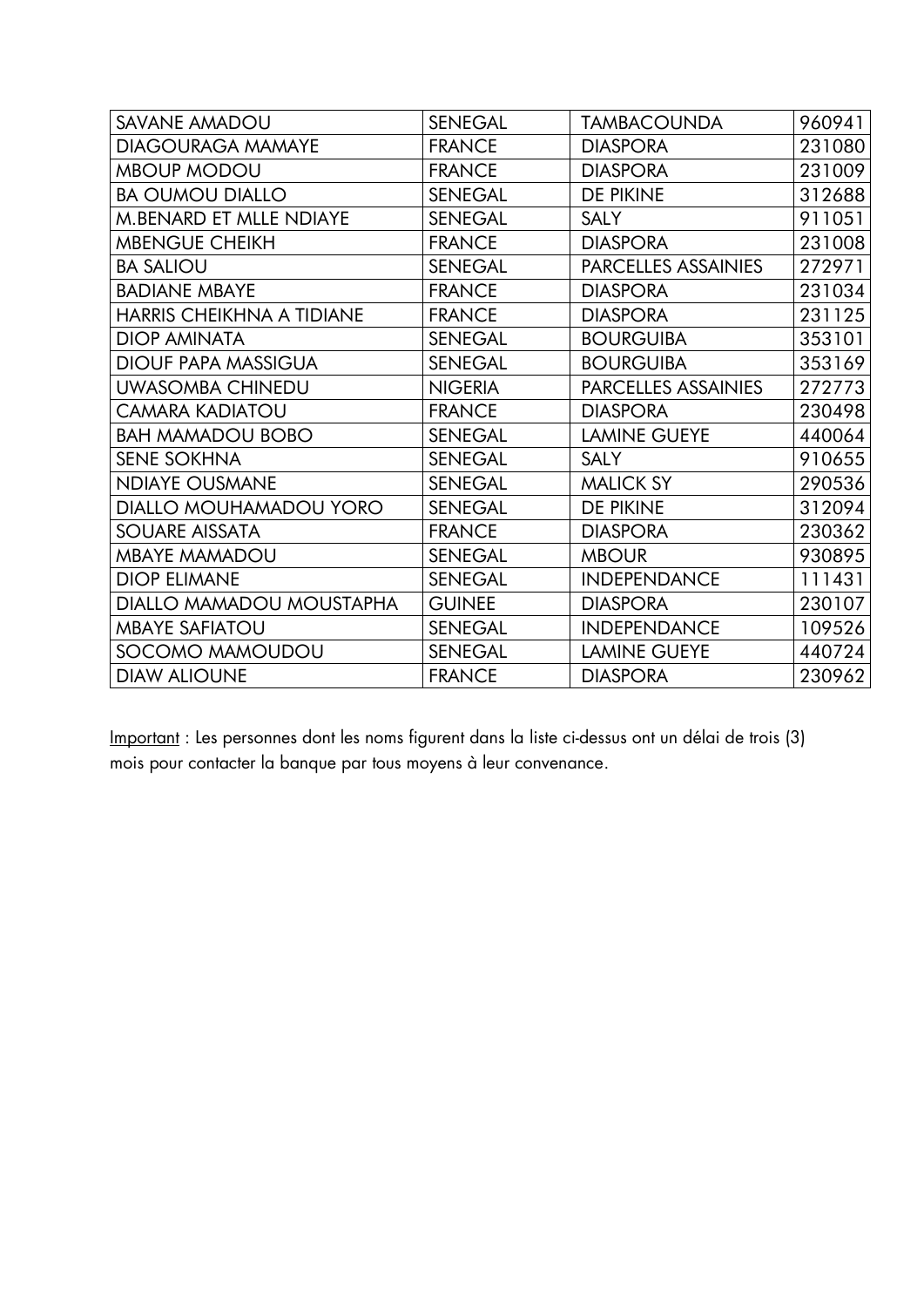| | | | |
|---|---|---|---|
| SAVANE AMADOU | SENEGAL | TAMBACOUNDA | 960941 |
| DIAGOURAGA MAMAYE | FRANCE | DIASPORA | 231080 |
| MBOUP MODOU | FRANCE | DIASPORA | 231009 |
| BA OUMOU DIALLO | SENEGAL | DE PIKINE | 312688 |
| M.BENARD ET MLLE NDIAYE | SENEGAL | SALY | 911051 |
| MBENGUE CHEIKH | FRANCE | DIASPORA | 231008 |
| BA SALIOU | SENEGAL | PARCELLES ASSAINIES | 272971 |
| BADIANE MBAYE | FRANCE | DIASPORA | 231034 |
| HARRIS CHEIKHNA A TIDIANE | FRANCE | DIASPORA | 231125 |
| DIOP AMINATA | SENEGAL | BOURGUIBA | 353101 |
| DIOUF PAPA MASSIGUA | SENEGAL | BOURGUIBA | 353169 |
| UWASOMBA CHINEDU | NIGERIA | PARCELLES ASSAINIES | 272773 |
| CAMARA KADIATOU | FRANCE | DIASPORA | 230498 |
| BAH MAMADOU BOBO | SENEGAL | LAMINE GUEYE | 440064 |
| SENE SOKHNA | SENEGAL | SALY | 910655 |
| NDIAYE OUSMANE | SENEGAL | MALICK SY | 290536 |
| DIALLO MOUHAMADOU YORO | SENEGAL | DE PIKINE | 312094 |
| SOUARE AISSATA | FRANCE | DIASPORA | 230362 |
| MBAYE MAMADOU | SENEGAL | MBOUR | 930895 |
| DIOP ELIMANE | SENEGAL | INDEPENDANCE | 111431 |
| DIALLO MAMADOU MOUSTAPHA | GUINEE | DIASPORA | 230107 |
| MBAYE SAFIATOU | SENEGAL | INDEPENDANCE | 109526 |
| SOCOMO MAMOUDOU | SENEGAL | LAMINE GUEYE | 440724 |
| DIAW ALIOUNE | FRANCE | DIASPORA | 230962 |

Important : Les personnes dont les noms figurent dans la liste ci-dessus ont un délai de trois (3) mois pour contacter la banque par tous moyens à leur convenance.